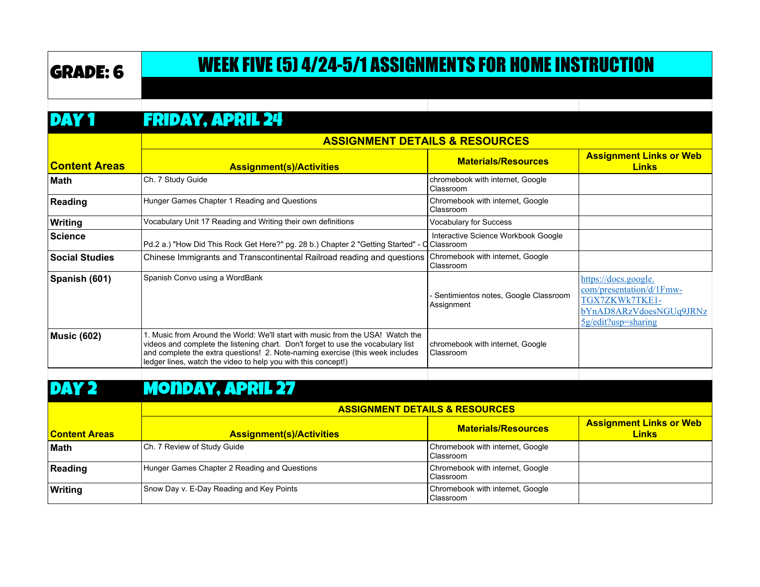# GRADE: 6

# WEEK FIVE (5) 4/24-5/1 ASSIGNMENTS FOR HOME INSTRUCTION

## DAY 1 FRIDAY, APRIL 24

| Content Areas | Assignment(s)/Activities | Materials/Resources | Assignment Links or Web Links |
|---|---|---|---|
| | **ASSIGNMENT DETAILS & RESOURCES** | | |
| **Math** | Ch. 7 Study Guide | chromebook with internet, Google Classroom | |
| **Reading** | Hunger Games Chapter 1 Reading and Questions | Chromebook with internet, Google Classroom | |
| **Writing** | Vocabulary Unit 17 Reading and Writing their own definitions | Vocabulary for Success | |
| **Science** | Pd.2 a.) "How Did This Rock Get Here?" pg. 28 b.) Chapter 2 "Getting Started" - O | Interactive Science Workbook Google Classroom | |
| **Social Studies** | Chinese Immigrants and Transcontinental Railroad reading and questions | Chromebook with internet, Google Classroom | |
| **Spanish (601)** | Spanish Convo using a WordBank | - Sentimientos notes, Google Classroom Assignment | https://docs.google.com/presentation/d/1Fmw-TGX7ZKWk7TKE1-bYnAD8ARzVdoesNGUq9JRNz5g/edit?usp=sharing |
| **Music (602)** | 1. Music from Around the World: We'll start with music from the USA! Watch the videos and complete the listening chart. Don't forget to use the vocabulary list and complete the extra questions! 2. Note-naming exercise (this week includes ledger lines, watch the video to help you with this concept!) | chromebook with internet, Google Classroom | |

## DAY 2 MONDAY, APRIL 27

| Content Areas | Assignment(s)/Activities | Materials/Resources | Assignment Links or Web Links |
|---|---|---|---|
| | **ASSIGNMENT DETAILS & RESOURCES** | | |
| **Math** | Ch. 7 Review of Study Guide | Chromebook with internet, Google Classroom | |
| **Reading** | Hunger Games Chapter 2 Reading and Questions | Chromebook with internet, Google Classroom | |
| **Writing** | Snow Day v. E-Day Reading and Key Points | Chromebook with internet, Google Classroom | |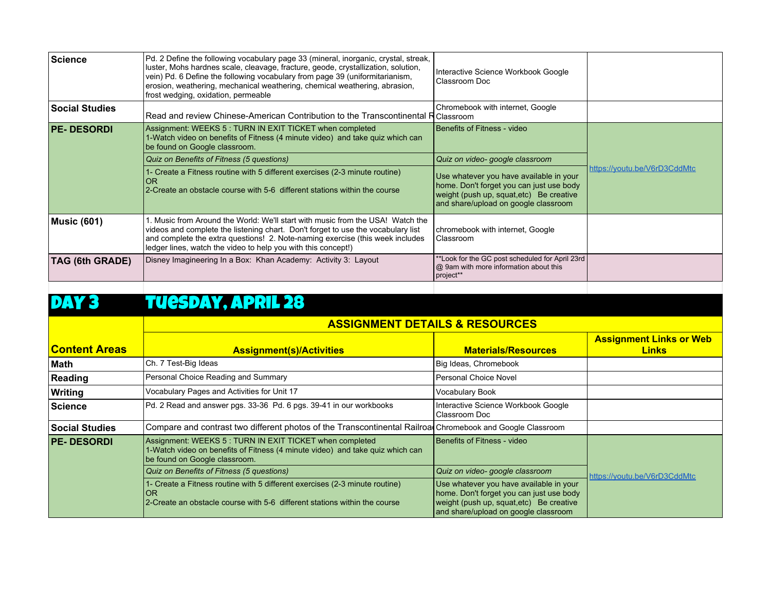| | | | |
|---|---|---|---|
| **Science** | Pd. 2 Define the following vocabulary page 33 (mineral, inorganic, crystal, streak, luster, Mohs hardnes scale, cleavage, fracture, geode, crystallization, solution, vein) Pd. 6 Define the following vocabulary from page 39 (uniformitarianism, erosion, weathering, mechanical weathering, chemical weathering, abrasion, frost wedging, oxidation, permeable | Interactive Science Workbook Google Classroom Doc | |
| **Social Studies** | Read and review Chinese-American Contribution to the Transcontinental R | Chromebook with internet, Google Classroom | |
| **PE- DESORDI** | Assignment: WEEKS 5 : TURN IN EXIT TICKET when completed<br>1-Watch video on benefits of Fitness (4 minute video) and take quiz which can be found on Google classroom. | Benefits of Fitness - video | https://youtu.be/V6rD3CddMtc |
| | *Quiz on Benefits of Fitness (5 questions)* | *Quiz on video- google classroom* | |
| | 1- Create a Fitness routine with 5 different exercises (2-3 minute routine)<br>OR<br>2-Create an obstacle course with 5-6 different stations within the course | Use whatever you have available in your home. Don't forget you can just use body weight (push up, squat,etc) Be creative and share/upload on google classroom | |
| **Music (601)** | 1. Music from Around the World: We'll start with music from the USA! Watch the videos and complete the listening chart. Don't forget to use the vocabulary list and complete the extra questions! 2. Note-naming exercise (this week includes ledger lines, watch the video to help you with this concept!) | chromebook with internet, Google Classroom | |
| **TAG (6th GRADE)** | Disney Imagineering In a Box: Khan Academy: Activity 3: Layout | **Look for the GC post scheduled for April 23rd @ 9am with more information about this project** | |

## DAY 3 TUESDAY, APRIL 28

| Content Areas | ASSIGNMENT DETAILS & RESOURCES | | |
|---|---|---|---|
| | **Assignment(s)/Activities** | **Materials/Resources** | **Assignment Links or Web Links** |
| **Math** | Ch. 7 Test-Big Ideas | Big Ideas, Chromebook | |
| **Reading** | Personal Choice Reading and Summary | Personal Choice Novel | |
| **Writing** | Vocabulary Pages and Activities for Unit 17 | Vocabulary Book | |
| **Science** | Pd. 2 Read and answer pgs. 33-36 Pd. 6 pgs. 39-41 in our workbooks | Interactive Science Workbook Google Classroom Doc | |
| **Social Studies** | Compare and contrast two different photos of the Transcontinental Railroa | Chromebook and Google Classroom | |
| **PE- DESORDI** | Assignment: WEEKS 5 : TURN IN EXIT TICKET when completed<br>1-Watch video on benefits of Fitness (4 minute video) and take quiz which can be found on Google classroom. | Benefits of Fitness - video | https://youtu.be/V6rD3CddMtc |
| | *Quiz on Benefits of Fitness (5 questions)* | *Quiz on video- google classroom* | |
| | 1- Create a Fitness routine with 5 different exercises (2-3 minute routine)<br>OR<br>2-Create an obstacle course with 5-6 different stations within the course | Use whatever you have available in your home. Don't forget you can just use body weight (push up, squat,etc) Be creative and share/upload on google classroom | |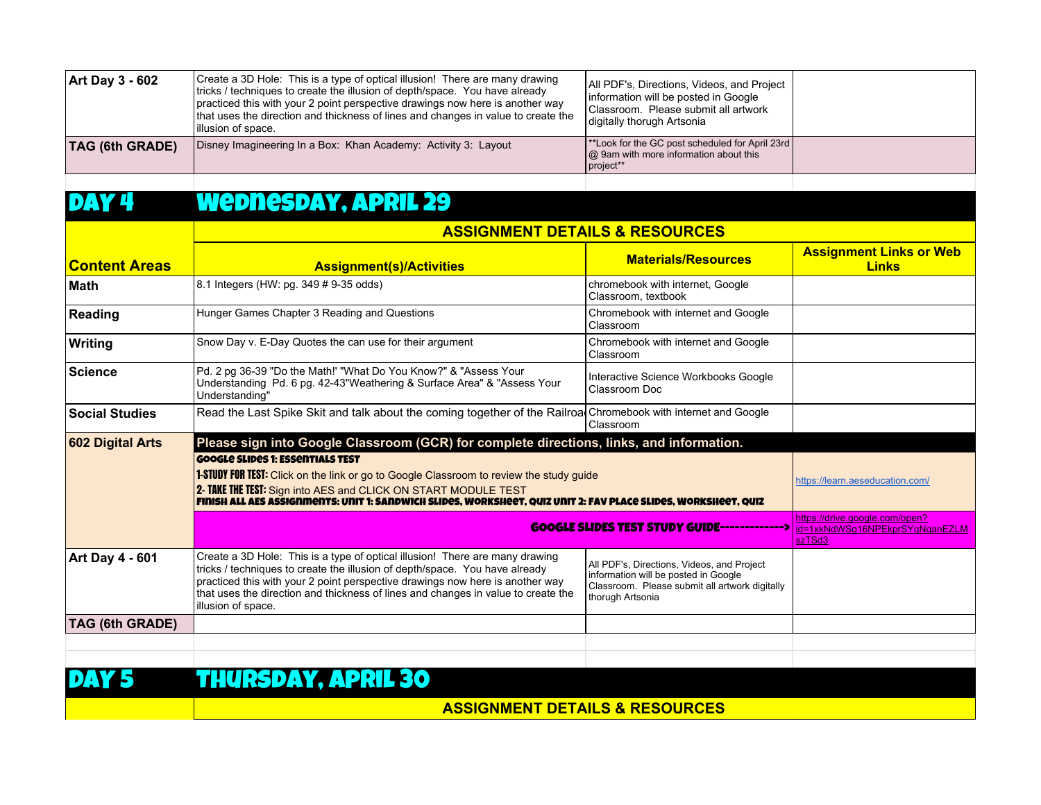| Art Day 3 - 602 | Create a 3D Hole: This is a type of optical illusion! There are many drawing tricks / techniques to create the illusion of depth/space. You have already practiced this with your 2 point perspective drawings now here is another way that uses the direction and thickness of lines and changes in value to create the illusion of space. | All PDF's, Directions, Videos, and Project information will be posted in Google Classroom. Please submit all artwork digitally thorugh Artsonia | |
|---|---|---|---|
| TAG (6th GRADE) | Disney Imagineering In a Box: Khan Academy: Activity 3: Layout | **Look for the GC post scheduled for April 23rd @ 9am with more information about this project** | |

# DAY 4 — WEDNESDAY, APRIL 29

| | ASSIGNMENT DETAILS & RESOURCES | | |
|---|---|---|---|
| **Content Areas** | **Assignment(s)/Activities** | **Materials/Resources** | **Assignment Links or Web Links** |
| **Math** | 8.1 Integers (HW: pg. 349 # 9-35 odds) | chromebook with internet, Google Classroom, textbook | |
| **Reading** | Hunger Games Chapter 3 Reading and Questions | Chromebook with internet and Google Classroom | |
| **Writing** | Snow Day v. E-Day Quotes the can use for their argument | Chromebook with internet and Google Classroom | |
| **Science** | Pd. 2 pg 36-39 "Do the Math!' "What Do You Know?" & "Assess Your Understanding Pd. 6 pg. 42-43"Weathering & Surface Area" & "Assess Your Understanding" | Interactive Science Workbooks Google Classroom Doc | |
| **Social Studies** | Read the Last Spike Skit and talk about the coming together of the Railroad | Chromebook with internet and Google Classroom | |
| **602 Digital Arts** | **Please sign into Google Classroom (GCR) for complete directions, links, and information.** | | |
| | **GOOGLE SLIDES 1: ESSENTIALS TEST**<br>**1-STUDY FOR TEST:** Click on the link or go to Google Classroom to review the study guide<br>**2- TAKE THE TEST:** Sign into AES and CLICK ON START MODULE TEST<br>**FINISH ALL AES ASSIGNMENTS: UNIT 1: SANDWICH SLIDES, WORKSHEET, QUIZ UNIT 2: FAV PLACE SLIDES, WORKSHEET, QUIZ** | | https://learn.aeseducation.com/ |
| | **GOOGLE SLIDES TEST STUDY GUIDE------------->** | | https://drive.google.com/open?id=1xkNdWSg16NPEkprSYqNqanEZLMszTSd3 |
| **Art Day 4 - 601** | Create a 3D Hole: This is a type of optical illusion! There are many drawing tricks / techniques to create the illusion of depth/space. You have already practiced this with your 2 point perspective drawings now here is another way that uses the direction and thickness of lines and changes in value to create the illusion of space. | All PDF's, Directions, Videos, and Project information will be posted in Google Classroom. Please submit all artwork digitally thorugh Artsonia | |
| **TAG (6th GRADE)** | | | |

# DAY 5 — THURSDAY, APRIL 30

| | ASSIGNMENT DETAILS & RESOURCES | | |
|---|---|---|---|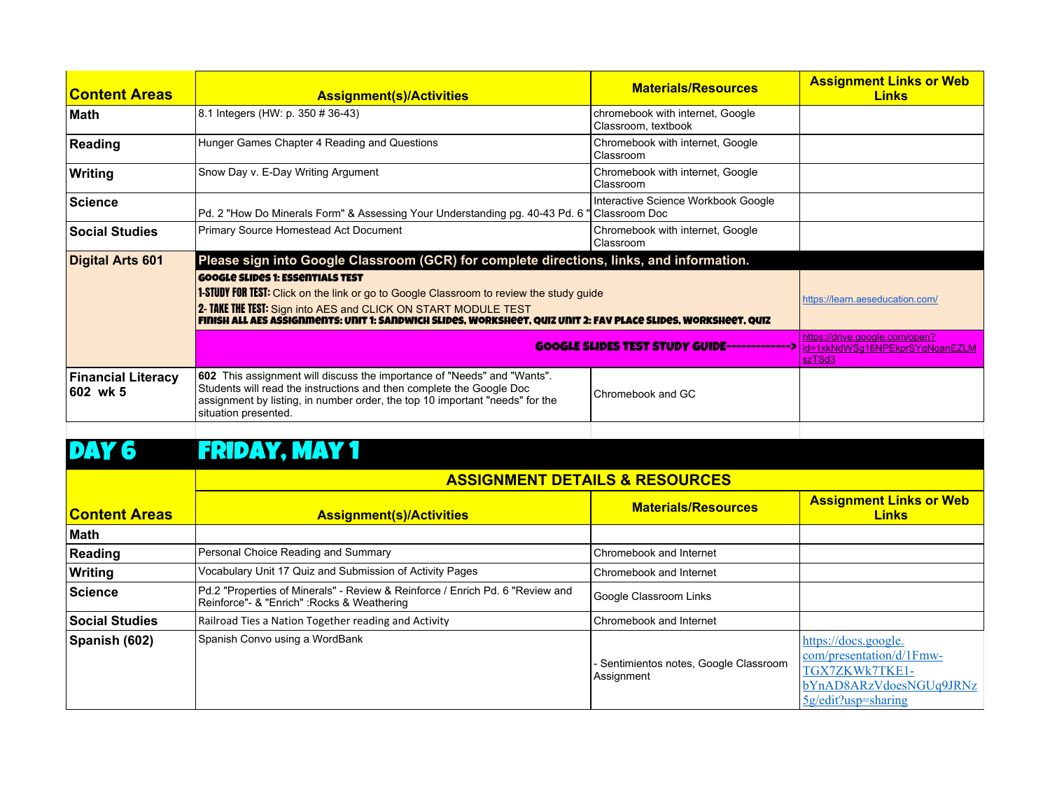| Content Areas | Assignment(s)/Activities | Materials/Resources | Assignment Links or Web Links |
|---|---|---|---|
| Math | 8.1 Integers (HW: p. 350 # 36-43) | chromebook with internet, Google Classroom, textbook | |
| Reading | Hunger Games Chapter 4 Reading and Questions | Chromebook with internet, Google Classroom | |
| Writing | Snow Day v. E-Day Writing Argument | Chromebook with internet, Google Classroom | |
| Science | Pd. 2 "How Do Minerals Form" & Assessing Your Understanding pg. 40-43 Pd. 6 " | Interactive Science Workbook Google Classroom Doc | |
| Social Studies | Primary Source Homestead Act Document | Chromebook with internet, Google Classroom | |
| Digital Arts 601 | **Please sign into Google Classroom (GCR) for complete directions, links, and information.** | | |
| | **GOOGLE SLIDES 1: ESSENTIALS TEST**<br>**1-STUDY FOR TEST:** Click on the link or go to Google Classroom to review the study guide<br>**2- TAKE THE TEST:** Sign into AES and CLICK ON START MODULE TEST<br>**FINISH ALL AES ASSIGNMENTS: UNIT 1: SANDWICH SLIDES, WORKSHEET, QUIZ UNIT 2: FAV PLACE SLIDES, WORKSHEET, QUIZ** | | https://learn.aeseducation.com/ |
| | **GOOGLE SLIDES TEST STUDY GUIDE------------->** | | https://drive.google.com/open?id=1xkNdWSg16NPEkprSYqNqanEZLMszTSd3 |
| Financial Literacy 602 wk 5 | **602** This assignment will discuss the importance of "Needs" and "Wants". Students will read the instructions and then complete the Google Doc assignment by listing, in number order, the top 10 important "needs" for the situation presented. | Chromebook and GC | |

# DAY 6 FRIDAY, MAY 1

| Content Areas | ASSIGNMENT DETAILS & RESOURCES | | |
|---|---|---|---|
| | **Assignment(s)/Activities** | **Materials/Resources** | **Assignment Links or Web Links** |
| Math | | | |
| Reading | Personal Choice Reading and Summary | Chromebook and Internet | |
| Writing | Vocabulary Unit 17 Quiz and Submission of Activity Pages | Chromebook and Internet | |
| Science | Pd.2 "Properties of Minerals" - Review & Reinforce / Enrich Pd. 6 "Review and Reinforce"- & "Enrich" :Rocks & Weathering | Google Classroom Links | |
| Social Studies | Railroad Ties a Nation Together reading and Activity | Chromebook and Internet | |
| Spanish (602) | Spanish Convo using a WordBank | - Sentimientos notes, Google Classroom Assignment | https://docs.google.com/presentation/d/1Fmw-TGX7ZKWk7TKE1-bYnAD8ARzVdoesNGUq9JRNz5g/edit?usp=sharing |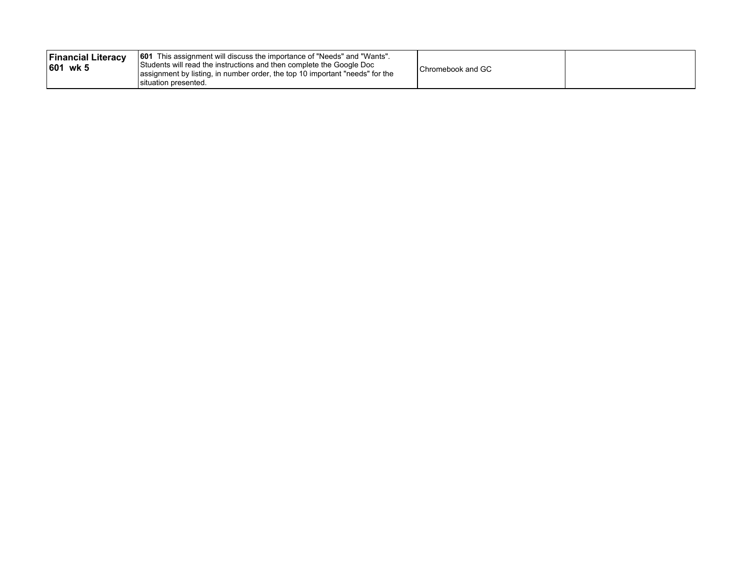| | | | |
|---|---|---|---|
| **Financial Literacy 601 wk 5** | **601** This assignment will discuss the importance of "Needs" and "Wants". Students will read the instructions and then complete the Google Doc assignment by listing, in number order, the top 10 important "needs" for the situation presented. | Chromebook and GC | |